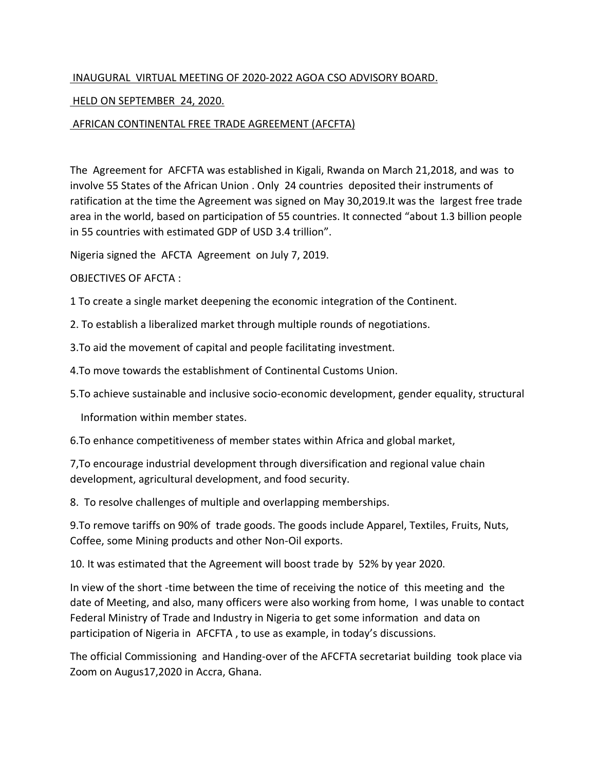INAUGURAL VIRTUAL MEETING OF 2020-2022 AGOA CSO ADVISORY BOARD.

HELD ON SEPTEMBER 24, 2020.

AFRICAN CONTINENTAL FREE TRADE AGREEMENT (AFCFTA)

The Agreement for AFCFTA was established in Kigali, Rwanda on March 21,2018, and was to involve 55 States of the African Union . Only 24 countries deposited their instruments of ratification at the time the Agreement was signed on May 30,2019.It was the largest free trade area in the world, based on participation of 55 countries. It connected "about 1.3 billion people in 55 countries with estimated GDP of USD 3.4 trillion".

Nigeria signed the AFCTA Agreement on July 7, 2019.

OBJECTIVES OF AFCTA :

1 To create a single market deepening the economic integration of the Continent.

2. To establish a liberalized market through multiple rounds of negotiations.

3.To aid the movement of capital and people facilitating investment.

4.To move towards the establishment of Continental Customs Union.

5.To achieve sustainable and inclusive socio-economic development, gender equality, structural Information within member states.

6.To enhance competitiveness of member states within Africa and global market,

7,To encourage industrial development through diversification and regional value chain development, agricultural development, and food security.

8. To resolve challenges of multiple and overlapping memberships.

9.To remove tariffs on 90% of trade goods. The goods include Apparel, Textiles, Fruits, Nuts, Coffee, some Mining products and other Non-Oil exports.

10. It was estimated that the Agreement will boost trade by 52% by year 2020.

In view of the short -time between the time of receiving the notice of this meeting and the date of Meeting, and also, many officers were also working from home, I was unable to contact Federal Ministry of Trade and Industry in Nigeria to get some information and data on participation of Nigeria in AFCFTA , to use as example, in today's discussions.

The official Commissioning and Handing-over of the AFCFTA secretariat building took place via Zoom on Augus17,2020 in Accra, Ghana.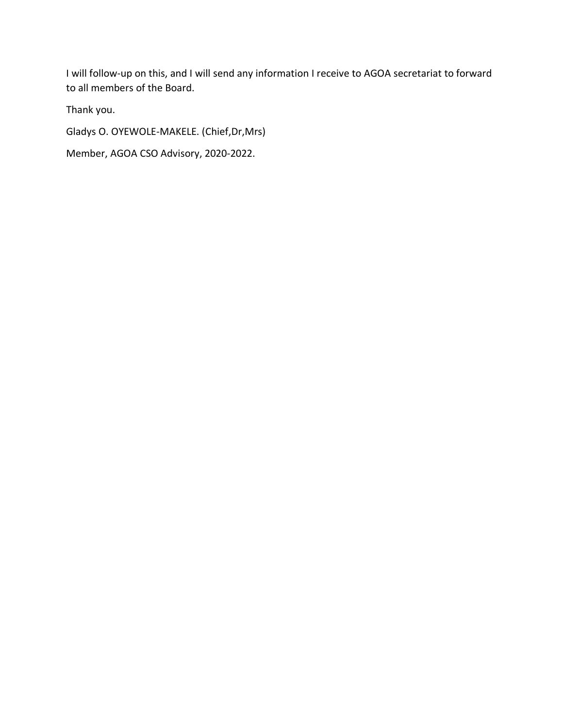I will follow-up on this, and I will send any information I receive to AGOA secretariat to forward to all members of the Board.

Thank you.

Gladys O. OYEWOLE-MAKELE. (Chief,Dr,Mrs)

Member, AGOA CSO Advisory, 2020-2022.